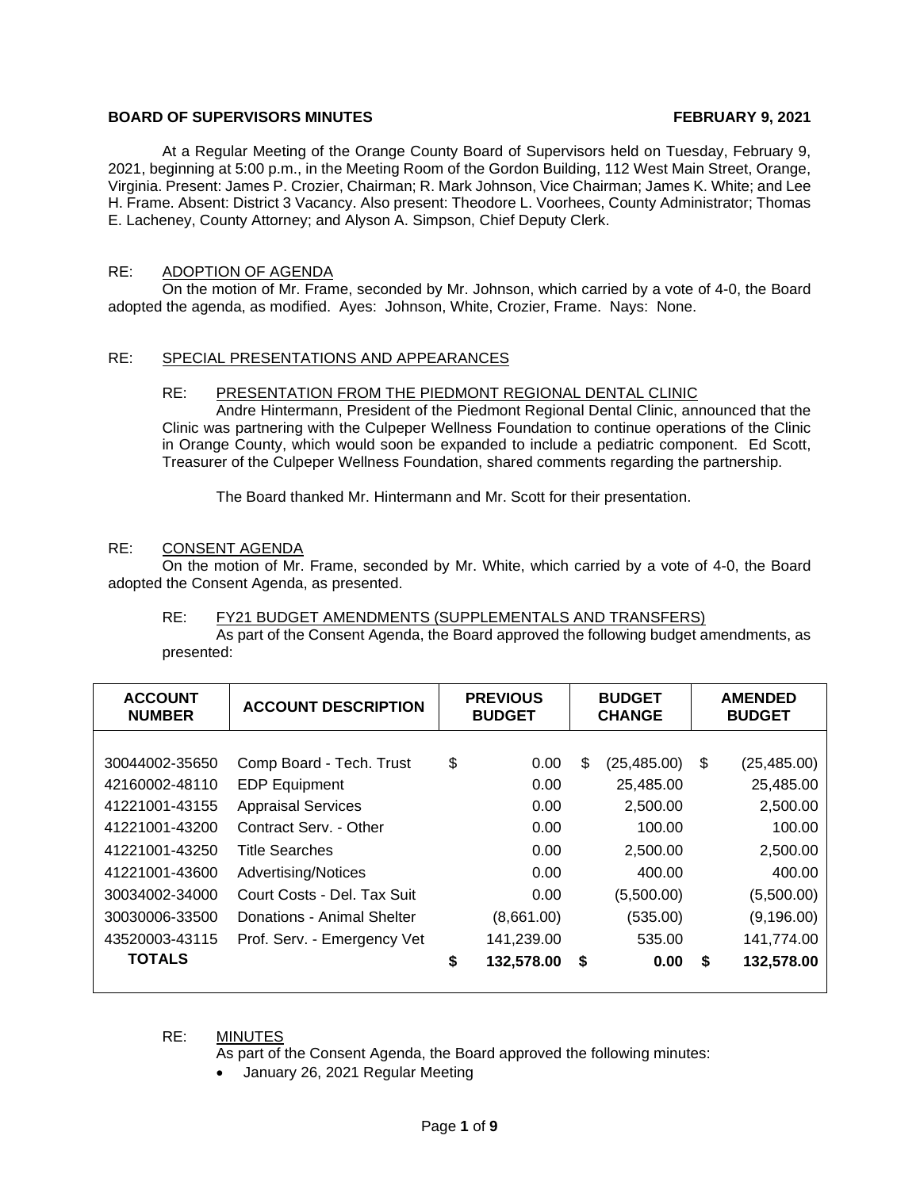**BOARD OF SUPERVISORS MINUTES FEBRUARY 9, 2021**

At a Regular Meeting of the Orange County Board of Supervisors held on Tuesday, February 9, 2021, beginning at 5:00 p.m., in the Meeting Room of the Gordon Building, 112 West Main Street, Orange, Virginia. Present: James P. Crozier, Chairman; R. Mark Johnson, Vice Chairman; James K. White; and Lee H. Frame. Absent: District 3 Vacancy. Also present: Theodore L. Voorhees, County Administrator; Thomas E. Lacheney, County Attorney; and Alyson A. Simpson, Chief Deputy Clerk.

RE: ADOPTION OF AGENDA

On the motion of Mr. Frame, seconded by Mr. Johnson, which carried by a vote of 4-0, the Board adopted the agenda, as modified. Ayes: Johnson, White, Crozier, Frame. Nays: None.

RE: SPECIAL PRESENTATIONS AND APPEARANCES

RE: PRESENTATION FROM THE PIEDMONT REGIONAL DENTAL CLINIC

Andre Hintermann, President of the Piedmont Regional Dental Clinic, announced that the Clinic was partnering with the Culpeper Wellness Foundation to continue operations of the Clinic in Orange County, which would soon be expanded to include a pediatric component. Ed Scott, Treasurer of the Culpeper Wellness Foundation, shared comments regarding the partnership.

The Board thanked Mr. Hintermann and Mr. Scott for their presentation.

RE: CONSENT AGENDA

On the motion of Mr. Frame, seconded by Mr. White, which carried by a vote of 4-0, the Board adopted the Consent Agenda, as presented.

RE: FY21 BUDGET AMENDMENTS (SUPPLEMENTALS AND TRANSFERS)

As part of the Consent Agenda, the Board approved the following budget amendments, as presented:

| ACCOUNT NUMBER | ACCOUNT DESCRIPTION | PREVIOUS BUDGET | BUDGET CHANGE | AMENDED BUDGET |
|---|---|---|---|---|
| 30044002-35650 | Comp Board - Tech. Trust | $ 0.00 | $ (25,485.00) | $ (25,485.00) |
| 42160002-48110 | EDP Equipment | 0.00 | 25,485.00 | 25,485.00 |
| 41221001-43155 | Appraisal Services | 0.00 | 2,500.00 | 2,500.00 |
| 41221001-43200 | Contract Serv. - Other | 0.00 | 100.00 | 100.00 |
| 41221001-43250 | Title Searches | 0.00 | 2,500.00 | 2,500.00 |
| 41221001-43600 | Advertising/Notices | 0.00 | 400.00 | 400.00 |
| 30034002-34000 | Court Costs - Del. Tax Suit | 0.00 | (5,500.00) | (5,500.00) |
| 30030006-33500 | Donations - Animal Shelter | (8,661.00) | (535.00) | (9,196.00) |
| 43520003-43115 | Prof. Serv. - Emergency Vet | 141,239.00 | 535.00 | 141,774.00 |
| **TOTALS** | | **$ 132,578.00** | **$ 0.00** | **$ 132,578.00** |

RE: MINUTES

As part of the Consent Agenda, the Board approved the following minutes:

- January 26, 2021 Regular Meeting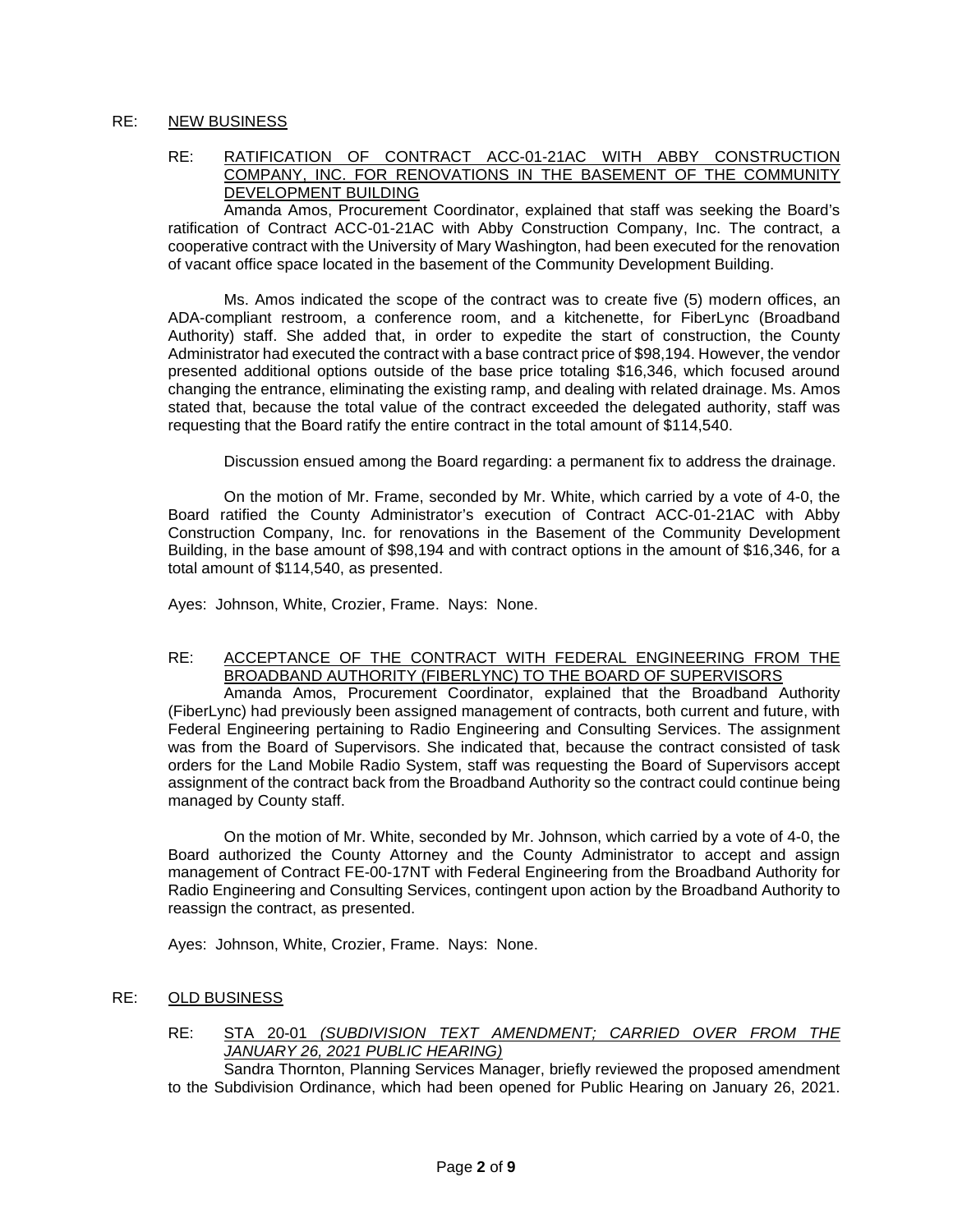RE: <u>NEW BUSINESS</u>

RE: <u>RATIFICATION OF CONTRACT ACC-01-21AC WITH ABBY CONSTRUCTION COMPANY, INC. FOR RENOVATIONS IN THE BASEMENT OF THE COMMUNITY DEVELOPMENT BUILDING</u>

Amanda Amos, Procurement Coordinator, explained that staff was seeking the Board's ratification of Contract ACC-01-21AC with Abby Construction Company, Inc. The contract, a cooperative contract with the University of Mary Washington, had been executed for the renovation of vacant office space located in the basement of the Community Development Building.

Ms. Amos indicated the scope of the contract was to create five (5) modern offices, an ADA-compliant restroom, a conference room, and a kitchenette, for FiberLync (Broadband Authority) staff. She added that, in order to expedite the start of construction, the County Administrator had executed the contract with a base contract price of $98,194. However, the vendor presented additional options outside of the base price totaling $16,346, which focused around changing the entrance, eliminating the existing ramp, and dealing with related drainage. Ms. Amos stated that, because the total value of the contract exceeded the delegated authority, staff was requesting that the Board ratify the entire contract in the total amount of $114,540.

Discussion ensued among the Board regarding: a permanent fix to address the drainage.

On the motion of Mr. Frame, seconded by Mr. White, which carried by a vote of 4-0, the Board ratified the County Administrator's execution of Contract ACC-01-21AC with Abby Construction Company, Inc. for renovations in the Basement of the Community Development Building, in the base amount of $98,194 and with contract options in the amount of $16,346, for a total amount of $114,540, as presented.

Ayes: Johnson, White, Crozier, Frame. Nays: None.

RE: <u>ACCEPTANCE OF THE CONTRACT WITH FEDERAL ENGINEERING FROM THE BROADBAND AUTHORITY (FIBERLYNC) TO THE BOARD OF SUPERVISORS</u>

Amanda Amos, Procurement Coordinator, explained that the Broadband Authority (FiberLync) had previously been assigned management of contracts, both current and future, with Federal Engineering pertaining to Radio Engineering and Consulting Services. The assignment was from the Board of Supervisors. She indicated that, because the contract consisted of task orders for the Land Mobile Radio System, staff was requesting the Board of Supervisors accept assignment of the contract back from the Broadband Authority so the contract could continue being managed by County staff.

On the motion of Mr. White, seconded by Mr. Johnson, which carried by a vote of 4-0, the Board authorized the County Attorney and the County Administrator to accept and assign management of Contract FE-00-17NT with Federal Engineering from the Broadband Authority for Radio Engineering and Consulting Services, contingent upon action by the Broadband Authority to reassign the contract, as presented.

Ayes: Johnson, White, Crozier, Frame. Nays: None.

RE: <u>OLD BUSINESS</u>

RE: <u>STA 20-01 *(SUBDIVISION TEXT AMENDMENT; CARRIED OVER FROM THE JANUARY 26, 2021 PUBLIC HEARING)*</u>

Sandra Thornton, Planning Services Manager, briefly reviewed the proposed amendment to the Subdivision Ordinance, which had been opened for Public Hearing on January 26, 2021.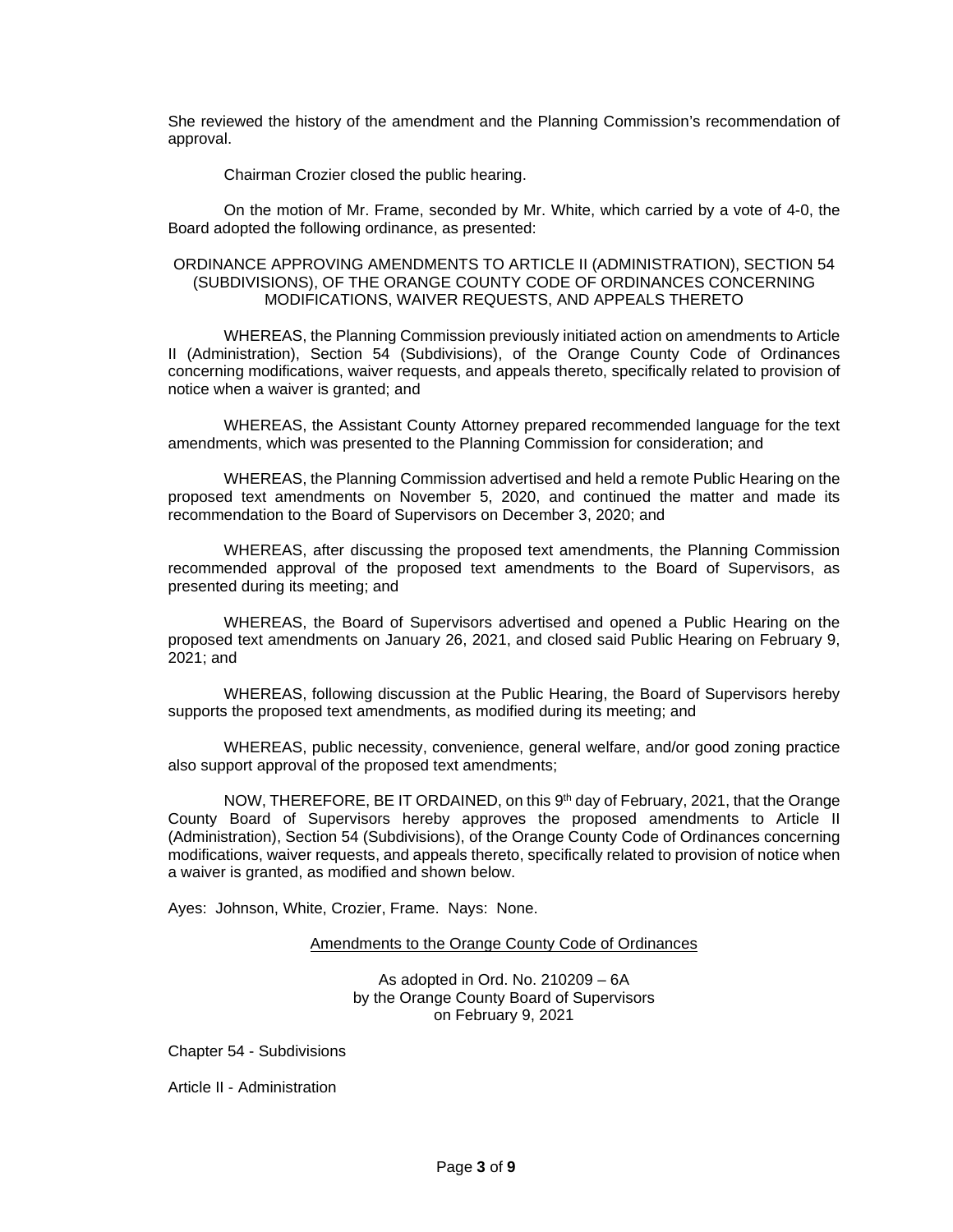She reviewed the history of the amendment and the Planning Commission's recommendation of approval.

Chairman Crozier closed the public hearing.

On the motion of Mr. Frame, seconded by Mr. White, which carried by a vote of 4-0, the Board adopted the following ordinance, as presented:

ORDINANCE APPROVING AMENDMENTS TO ARTICLE II (ADMINISTRATION), SECTION 54 (SUBDIVISIONS), OF THE ORANGE COUNTY CODE OF ORDINANCES CONCERNING MODIFICATIONS, WAIVER REQUESTS, AND APPEALS THERETO

WHEREAS, the Planning Commission previously initiated action on amendments to Article II (Administration), Section 54 (Subdivisions), of the Orange County Code of Ordinances concerning modifications, waiver requests, and appeals thereto, specifically related to provision of notice when a waiver is granted; and

WHEREAS, the Assistant County Attorney prepared recommended language for the text amendments, which was presented to the Planning Commission for consideration; and

WHEREAS, the Planning Commission advertised and held a remote Public Hearing on the proposed text amendments on November 5, 2020, and continued the matter and made its recommendation to the Board of Supervisors on December 3, 2020; and

WHEREAS, after discussing the proposed text amendments, the Planning Commission recommended approval of the proposed text amendments to the Board of Supervisors, as presented during its meeting; and

WHEREAS, the Board of Supervisors advertised and opened a Public Hearing on the proposed text amendments on January 26, 2021, and closed said Public Hearing on February 9, 2021; and

WHEREAS, following discussion at the Public Hearing, the Board of Supervisors hereby supports the proposed text amendments, as modified during its meeting; and

WHEREAS, public necessity, convenience, general welfare, and/or good zoning practice also support approval of the proposed text amendments;

NOW, THEREFORE, BE IT ORDAINED, on this 9th day of February, 2021, that the Orange County Board of Supervisors hereby approves the proposed amendments to Article II (Administration), Section 54 (Subdivisions), of the Orange County Code of Ordinances concerning modifications, waiver requests, and appeals thereto, specifically related to provision of notice when a waiver is granted, as modified and shown below.

Ayes: Johnson, White, Crozier, Frame. Nays: None.

Amendments to the Orange County Code of Ordinances

As adopted in Ord. No. 210209 – 6A
by the Orange County Board of Supervisors
on February 9, 2021

Chapter 54 - Subdivisions

Article II - Administration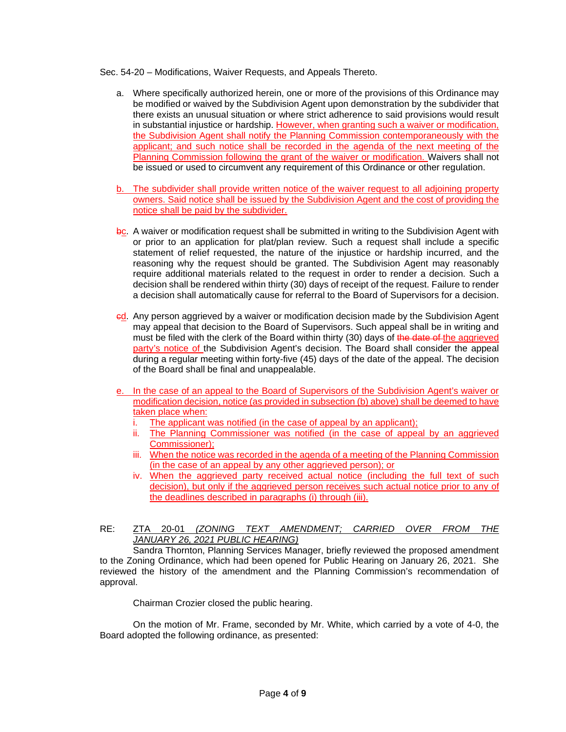Sec. 54-20 – Modifications, Waiver Requests, and Appeals Thereto.

a. Where specifically authorized herein, one or more of the provisions of this Ordinance may be modified or waived by the Subdivision Agent upon demonstration by the subdivider that there exists an unusual situation or where strict adherence to said provisions would result in substantial injustice or hardship. However, when granting such a waiver or modification, the Subdivision Agent shall notify the Planning Commission contemporaneously with the applicant; and such notice shall be recorded in the agenda of the next meeting of the Planning Commission following the grant of the waiver or modification. Waivers shall not be issued or used to circumvent any requirement of this Ordinance or other regulation.

b. The subdivider shall provide written notice of the waiver request to all adjoining property owners. Said notice shall be issued by the Subdivision Agent and the cost of providing the notice shall be paid by the subdivider.

~~b~~c. A waiver or modification request shall be submitted in writing to the Subdivision Agent with or prior to an application for plat/plan review. Such a request shall include a specific statement of relief requested, the nature of the injustice or hardship incurred, and the reasoning why the request should be granted. The Subdivision Agent may reasonably require additional materials related to the request in order to render a decision. Such a decision shall be rendered within thirty (30) days of receipt of the request. Failure to render a decision shall automatically cause for referral to the Board of Supervisors for a decision.

~~c~~d. Any person aggrieved by a waiver or modification decision made by the Subdivision Agent may appeal that decision to the Board of Supervisors. Such appeal shall be in writing and must be filed with the clerk of the Board within thirty (30) days of ~~the date of~~ the aggrieved party's notice of the Subdivision Agent's decision. The Board shall consider the appeal during a regular meeting within forty-five (45) days of the date of the appeal. The decision of the Board shall be final and unappealable.

e. In the case of an appeal to the Board of Supervisors of the Subdivision Agent's waiver or modification decision, notice (as provided in subsection (b) above) shall be deemed to have taken place when:
   i. The applicant was notified (in the case of appeal by an applicant);
   ii. The Planning Commissioner was notified (in the case of appeal by an aggrieved Commissioner);
   iii. When the notice was recorded in the agenda of a meeting of the Planning Commission (in the case of an appeal by any other aggrieved person); or
   iv. When the aggrieved party received actual notice (including the full text of such decision), but only if the aggrieved person receives such actual notice prior to any of the deadlines described in paragraphs (i) through (iii).

RE: ZTA 20-01 *(ZONING TEXT AMENDMENT; CARRIED OVER FROM THE JANUARY 26, 2021 PUBLIC HEARING)*

Sandra Thornton, Planning Services Manager, briefly reviewed the proposed amendment to the Zoning Ordinance, which had been opened for Public Hearing on January 26, 2021. She reviewed the history of the amendment and the Planning Commission's recommendation of approval.

Chairman Crozier closed the public hearing.

On the motion of Mr. Frame, seconded by Mr. White, which carried by a vote of 4-0, the Board adopted the following ordinance, as presented: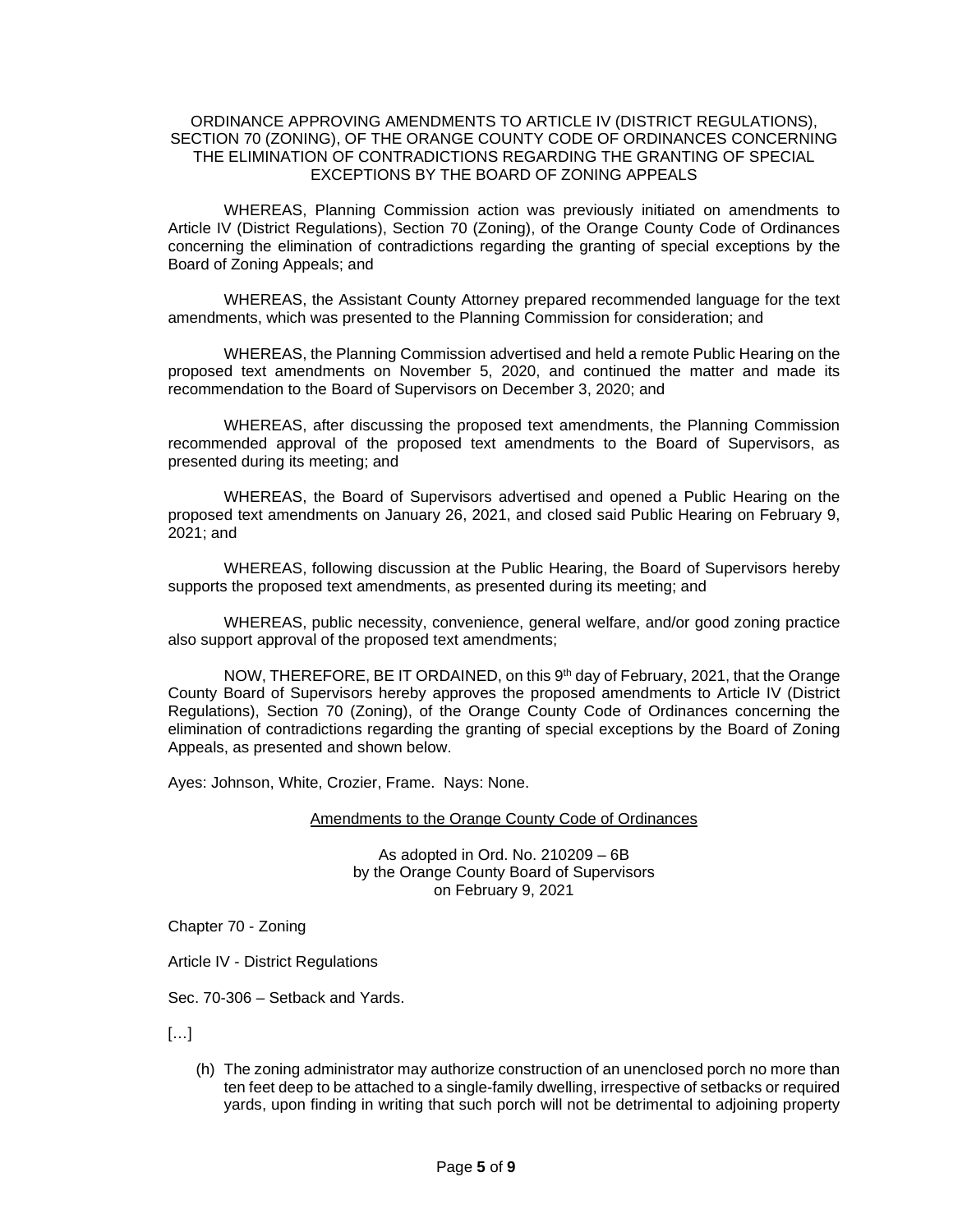ORDINANCE APPROVING AMENDMENTS TO ARTICLE IV (DISTRICT REGULATIONS), SECTION 70 (ZONING), OF THE ORANGE COUNTY CODE OF ORDINANCES CONCERNING THE ELIMINATION OF CONTRADICTIONS REGARDING THE GRANTING OF SPECIAL EXCEPTIONS BY THE BOARD OF ZONING APPEALS

WHEREAS, Planning Commission action was previously initiated on amendments to Article IV (District Regulations), Section 70 (Zoning), of the Orange County Code of Ordinances concerning the elimination of contradictions regarding the granting of special exceptions by the Board of Zoning Appeals; and

WHEREAS, the Assistant County Attorney prepared recommended language for the text amendments, which was presented to the Planning Commission for consideration; and

WHEREAS, the Planning Commission advertised and held a remote Public Hearing on the proposed text amendments on November 5, 2020, and continued the matter and made its recommendation to the Board of Supervisors on December 3, 2020; and

WHEREAS, after discussing the proposed text amendments, the Planning Commission recommended approval of the proposed text amendments to the Board of Supervisors, as presented during its meeting; and

WHEREAS, the Board of Supervisors advertised and opened a Public Hearing on the proposed text amendments on January 26, 2021, and closed said Public Hearing on February 9, 2021; and

WHEREAS, following discussion at the Public Hearing, the Board of Supervisors hereby supports the proposed text amendments, as presented during its meeting; and

WHEREAS, public necessity, convenience, general welfare, and/or good zoning practice also support approval of the proposed text amendments;

NOW, THEREFORE, BE IT ORDAINED, on this 9th day of February, 2021, that the Orange County Board of Supervisors hereby approves the proposed amendments to Article IV (District Regulations), Section 70 (Zoning), of the Orange County Code of Ordinances concerning the elimination of contradictions regarding the granting of special exceptions by the Board of Zoning Appeals, as presented and shown below.

Ayes: Johnson, White, Crozier, Frame. Nays: None.

<u>Amendments to the Orange County Code of Ordinances</u>

As adopted in Ord. No. 210209 – 6B
by the Orange County Board of Supervisors
on February 9, 2021

Chapter 70 - Zoning

Article IV - District Regulations

Sec. 70-306 – Setback and Yards.

[…]

(h) The zoning administrator may authorize construction of an unenclosed porch no more than ten feet deep to be attached to a single-family dwelling, irrespective of setbacks or required yards, upon finding in writing that such porch will not be detrimental to adjoining property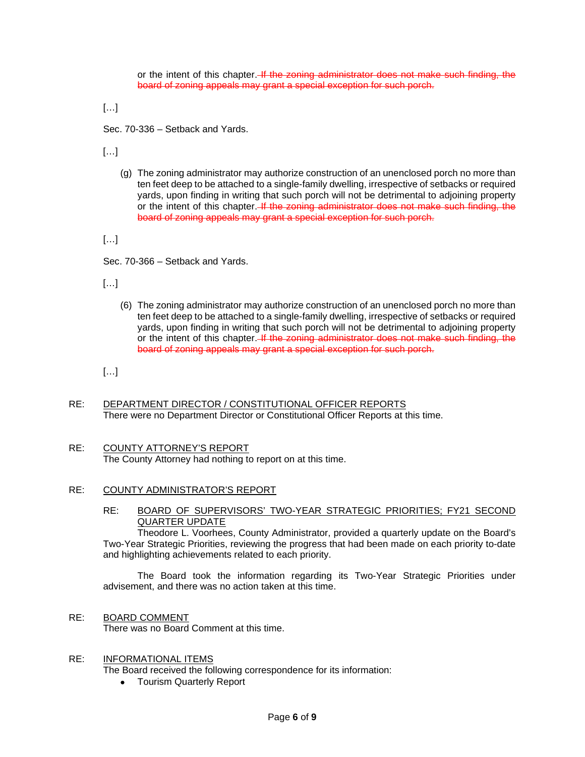or the intent of this chapter. ~~If the zoning administrator does not make such finding, the board of zoning appeals may grant a special exception for such porch.~~

[…]

Sec. 70-336 – Setback and Yards.

[…]

(g) The zoning administrator may authorize construction of an unenclosed porch no more than ten feet deep to be attached to a single-family dwelling, irrespective of setbacks or required yards, upon finding in writing that such porch will not be detrimental to adjoining property or the intent of this chapter. ~~If the zoning administrator does not make such finding, the board of zoning appeals may grant a special exception for such porch.~~

[…]

Sec. 70-366 – Setback and Yards.

[…]

(6) The zoning administrator may authorize construction of an unenclosed porch no more than ten feet deep to be attached to a single-family dwelling, irrespective of setbacks or required yards, upon finding in writing that such porch will not be detrimental to adjoining property or the intent of this chapter. ~~If the zoning administrator does not make such finding, the board of zoning appeals may grant a special exception for such porch.~~

[…]

RE: <u>DEPARTMENT DIRECTOR / CONSTITUTIONAL OFFICER REPORTS</u>
There were no Department Director or Constitutional Officer Reports at this time.

RE: <u>COUNTY ATTORNEY'S REPORT</u>
The County Attorney had nothing to report on at this time.

RE: <u>COUNTY ADMINISTRATOR'S REPORT</u>

RE: <u>BOARD OF SUPERVISORS' TWO-YEAR STRATEGIC PRIORITIES; FY21 SECOND QUARTER UPDATE</u>

Theodore L. Voorhees, County Administrator, provided a quarterly update on the Board's Two-Year Strategic Priorities, reviewing the progress that had been made on each priority to-date and highlighting achievements related to each priority.

The Board took the information regarding its Two-Year Strategic Priorities under advisement, and there was no action taken at this time.

RE: <u>BOARD COMMENT</u>
There was no Board Comment at this time.

RE: <u>INFORMATIONAL ITEMS</u>
The Board received the following correspondence for its information:

- Tourism Quarterly Report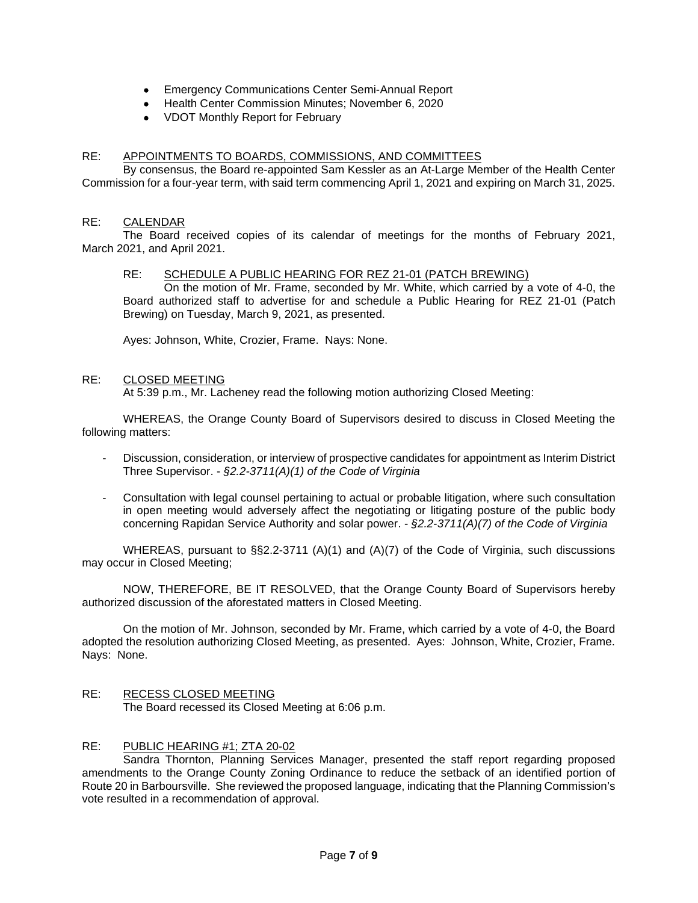- Emergency Communications Center Semi-Annual Report
- Health Center Commission Minutes; November 6, 2020
- VDOT Monthly Report for February

RE: APPOINTMENTS TO BOARDS, COMMISSIONS, AND COMMITTEES

By consensus, the Board re-appointed Sam Kessler as an At-Large Member of the Health Center Commission for a four-year term, with said term commencing April 1, 2021 and expiring on March 31, 2025.

RE: CALENDAR

The Board received copies of its calendar of meetings for the months of February 2021, March 2021, and April 2021.

RE: SCHEDULE A PUBLIC HEARING FOR REZ 21-01 (PATCH BREWING)

On the motion of Mr. Frame, seconded by Mr. White, which carried by a vote of 4-0, the Board authorized staff to advertise for and schedule a Public Hearing for REZ 21-01 (Patch Brewing) on Tuesday, March 9, 2021, as presented.

Ayes: Johnson, White, Crozier, Frame. Nays: None.

RE: CLOSED MEETING

At 5:39 p.m., Mr. Lacheney read the following motion authorizing Closed Meeting:

WHEREAS, the Orange County Board of Supervisors desired to discuss in Closed Meeting the following matters:

- Discussion, consideration, or interview of prospective candidates for appointment as Interim District Three Supervisor. - *§2.2-3711(A)(1) of the Code of Virginia*
- Consultation with legal counsel pertaining to actual or probable litigation, where such consultation in open meeting would adversely affect the negotiating or litigating posture of the public body concerning Rapidan Service Authority and solar power. - *§2.2-3711(A)(7) of the Code of Virginia*

WHEREAS, pursuant to §§2.2-3711 (A)(1) and (A)(7) of the Code of Virginia, such discussions may occur in Closed Meeting;

NOW, THEREFORE, BE IT RESOLVED, that the Orange County Board of Supervisors hereby authorized discussion of the aforestated matters in Closed Meeting.

On the motion of Mr. Johnson, seconded by Mr. Frame, which carried by a vote of 4-0, the Board adopted the resolution authorizing Closed Meeting, as presented. Ayes: Johnson, White, Crozier, Frame. Nays: None.

RE: RECESS CLOSED MEETING

The Board recessed its Closed Meeting at 6:06 p.m.

RE: PUBLIC HEARING #1; ZTA 20-02

Sandra Thornton, Planning Services Manager, presented the staff report regarding proposed amendments to the Orange County Zoning Ordinance to reduce the setback of an identified portion of Route 20 in Barboursville. She reviewed the proposed language, indicating that the Planning Commission's vote resulted in a recommendation of approval.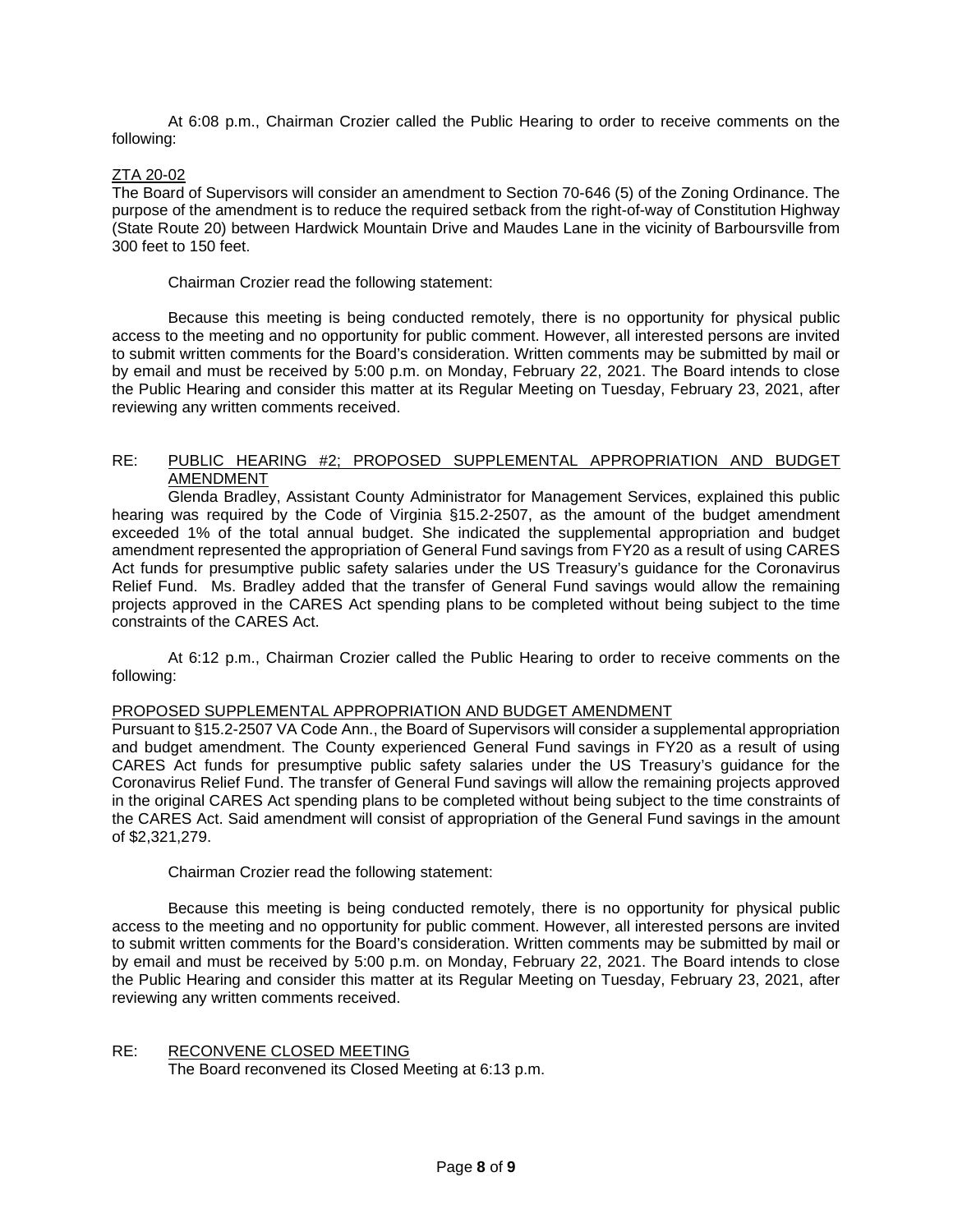At 6:08 p.m., Chairman Crozier called the Public Hearing to order to receive comments on the following:

<u>ZTA 20-02</u>

The Board of Supervisors will consider an amendment to Section 70-646 (5) of the Zoning Ordinance. The purpose of the amendment is to reduce the required setback from the right-of-way of Constitution Highway (State Route 20) between Hardwick Mountain Drive and Maudes Lane in the vicinity of Barboursville from 300 feet to 150 feet.

Chairman Crozier read the following statement:

Because this meeting is being conducted remotely, there is no opportunity for physical public access to the meeting and no opportunity for public comment. However, all interested persons are invited to submit written comments for the Board's consideration. Written comments may be submitted by mail or by email and must be received by 5:00 p.m. on Monday, February 22, 2021. The Board intends to close the Public Hearing and consider this matter at its Regular Meeting on Tuesday, February 23, 2021, after reviewing any written comments received.

RE: <u>PUBLIC HEARING #2; PROPOSED SUPPLEMENTAL APPROPRIATION AND BUDGET AMENDMENT</u>

Glenda Bradley, Assistant County Administrator for Management Services, explained this public hearing was required by the Code of Virginia §15.2-2507, as the amount of the budget amendment exceeded 1% of the total annual budget. She indicated the supplemental appropriation and budget amendment represented the appropriation of General Fund savings from FY20 as a result of using CARES Act funds for presumptive public safety salaries under the US Treasury's guidance for the Coronavirus Relief Fund. Ms. Bradley added that the transfer of General Fund savings would allow the remaining projects approved in the CARES Act spending plans to be completed without being subject to the time constraints of the CARES Act.

At 6:12 p.m., Chairman Crozier called the Public Hearing to order to receive comments on the following:

<u>PROPOSED SUPPLEMENTAL APPROPRIATION AND BUDGET AMENDMENT</u>

Pursuant to §15.2-2507 VA Code Ann., the Board of Supervisors will consider a supplemental appropriation and budget amendment. The County experienced General Fund savings in FY20 as a result of using CARES Act funds for presumptive public safety salaries under the US Treasury's guidance for the Coronavirus Relief Fund. The transfer of General Fund savings will allow the remaining projects approved in the original CARES Act spending plans to be completed without being subject to the time constraints of the CARES Act. Said amendment will consist of appropriation of the General Fund savings in the amount of $2,321,279.

Chairman Crozier read the following statement:

Because this meeting is being conducted remotely, there is no opportunity for physical public access to the meeting and no opportunity for public comment. However, all interested persons are invited to submit written comments for the Board's consideration. Written comments may be submitted by mail or by email and must be received by 5:00 p.m. on Monday, February 22, 2021. The Board intends to close the Public Hearing and consider this matter at its Regular Meeting on Tuesday, February 23, 2021, after reviewing any written comments received.

RE: <u>RECONVENE CLOSED MEETING</u>

The Board reconvened its Closed Meeting at 6:13 p.m.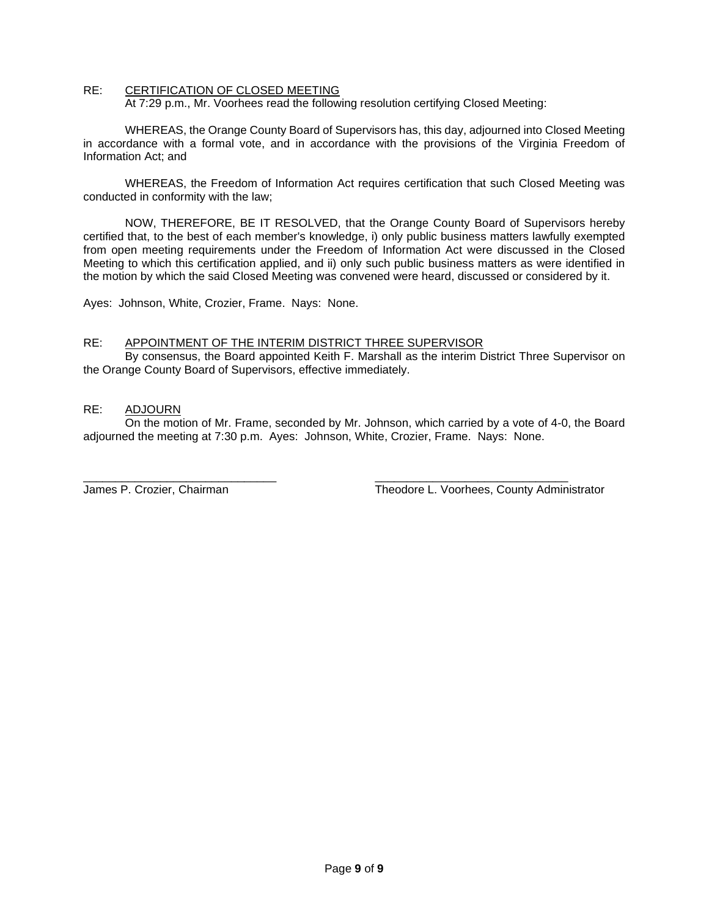RE: <u>CERTIFICATION OF CLOSED MEETING</u>

At 7:29 p.m., Mr. Voorhees read the following resolution certifying Closed Meeting:

WHEREAS, the Orange County Board of Supervisors has, this day, adjourned into Closed Meeting in accordance with a formal vote, and in accordance with the provisions of the Virginia Freedom of Information Act; and

WHEREAS, the Freedom of Information Act requires certification that such Closed Meeting was conducted in conformity with the law;

NOW, THEREFORE, BE IT RESOLVED, that the Orange County Board of Supervisors hereby certified that, to the best of each member's knowledge, i) only public business matters lawfully exempted from open meeting requirements under the Freedom of Information Act were discussed in the Closed Meeting to which this certification applied, and ii) only such public business matters as were identified in the motion by which the said Closed Meeting was convened were heard, discussed or considered by it.

Ayes: Johnson, White, Crozier, Frame. Nays: None.

RE: <u>APPOINTMENT OF THE INTERIM DISTRICT THREE SUPERVISOR</u>

By consensus, the Board appointed Keith F. Marshall as the interim District Three Supervisor on the Orange County Board of Supervisors, effective immediately.

RE: <u>ADJOURN</u>

On the motion of Mr. Frame, seconded by Mr. Johnson, which carried by a vote of 4-0, the Board adjourned the meeting at 7:30 p.m. Ayes: Johnson, White, Crozier, Frame. Nays: None.

______________________________ ______________________________

James P. Crozier, Chairman Theodore L. Voorhees, County Administrator